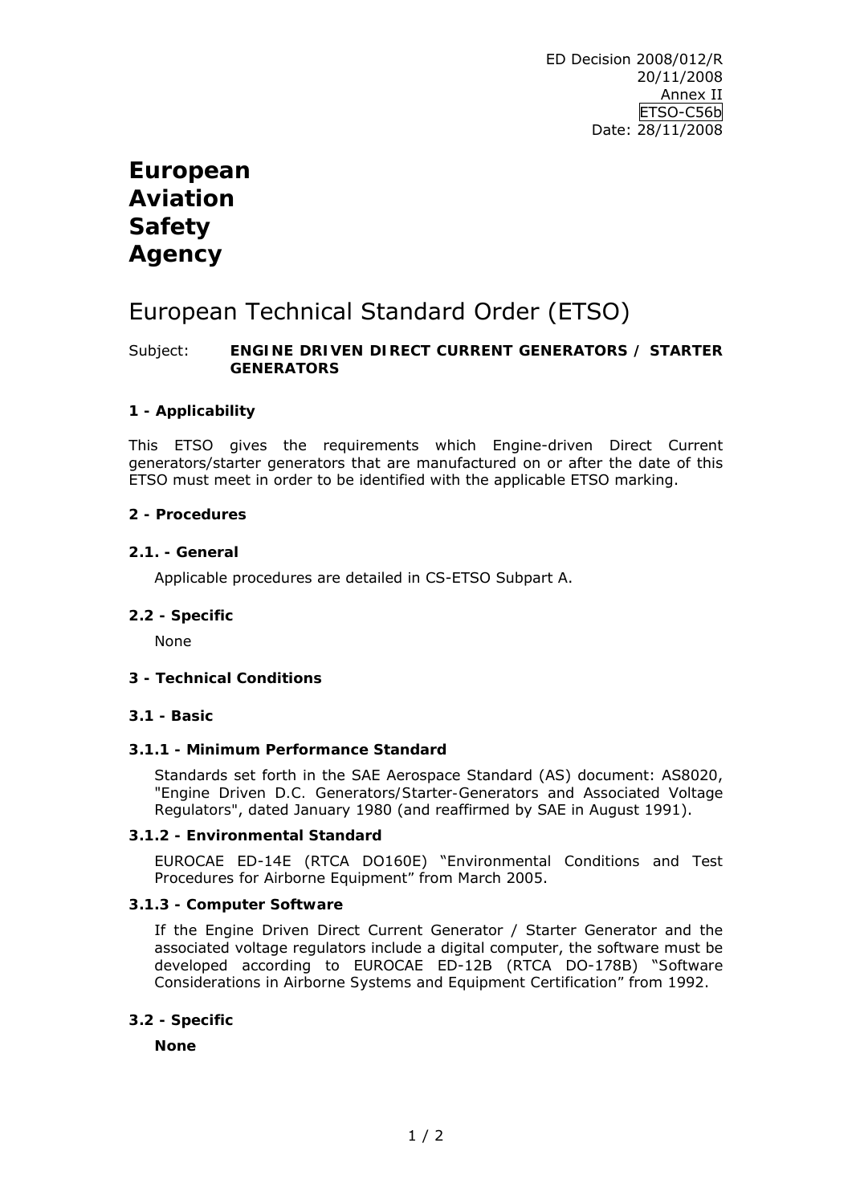ED Decision 2008/012/R
20/11/2008
Annex II
ETSO-C56b
Date: 28/11/2008

# European Aviation Safety Agency

## European Technical Standard Order (ETSO)

Subject: **ENGINE DRIVEN DIRECT CURRENT GENERATORS / STARTER GENERATORS**

### 1 - Applicability

This ETSO gives the requirements which Engine-driven Direct Current generators/starter generators that are manufactured on or after the date of this ETSO must meet in order to be identified with the applicable ETSO marking.

### 2 - Procedures

#### 2.1. - General

Applicable procedures are detailed in CS-ETSO Subpart A.

#### 2.2 - Specific

None

### 3 - Technical Conditions

#### 3.1 - Basic

##### 3.1.1 - Minimum Performance Standard

Standards set forth in the SAE Aerospace Standard (AS) document: AS8020, "Engine Driven D.C. Generators/Starter-Generators and Associated Voltage Regulators", dated January 1980 (and reaffirmed by SAE in August 1991).

##### 3.1.2 - Environmental Standard

EUROCAE ED-14E (RTCA DO160E) "Environmental Conditions and Test Procedures for Airborne Equipment" from March 2005.

##### 3.1.3 - Computer Software

If the Engine Driven Direct Current Generator / Starter Generator and the associated voltage regulators include a digital computer, the software must be developed according to EUROCAE ED-12B (RTCA DO-178B) "Software Considerations in Airborne Systems and Equipment Certification" from 1992.

#### 3.2 - Specific

**None**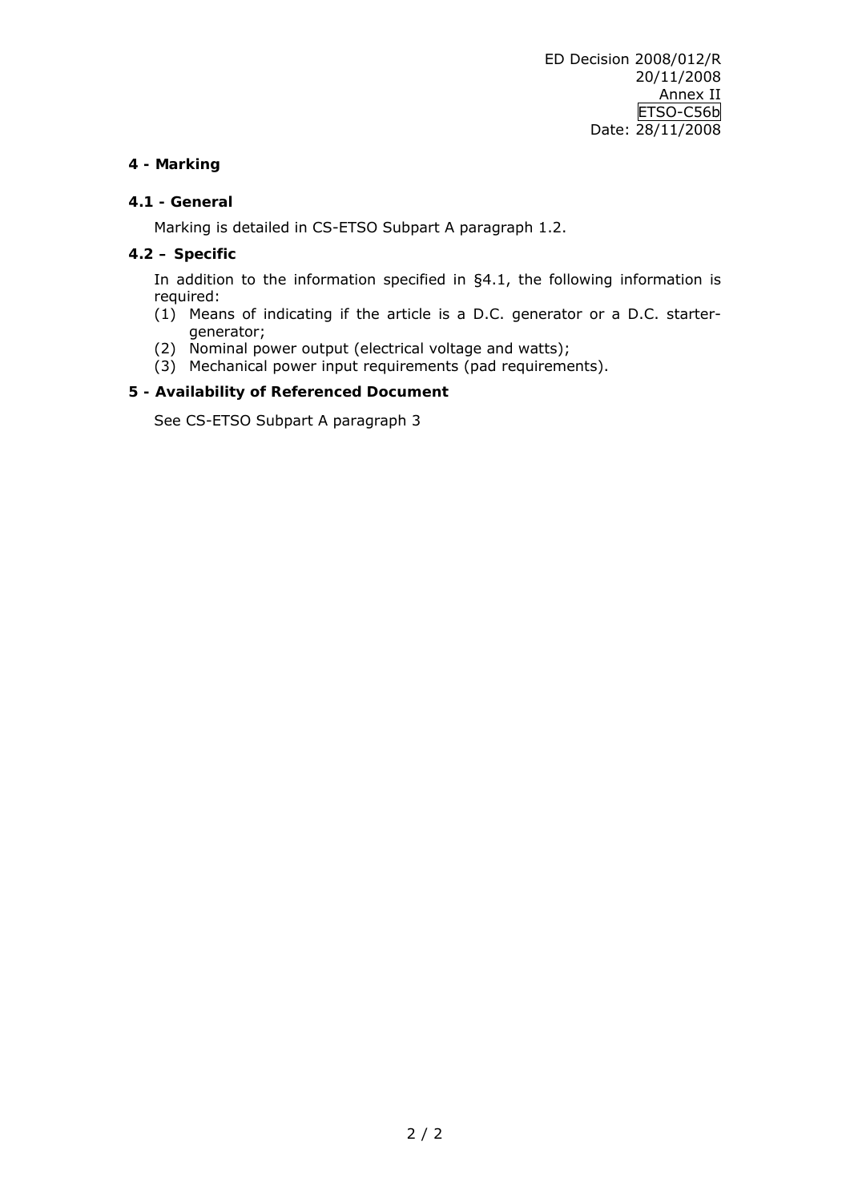## 4 - Marking

### 4.1 - General

Marking is detailed in CS-ETSO Subpart A paragraph 1.2.

### 4.2 – Specific

In addition to the information specified in §4.1, the following information is required:

(1) Means of indicating if the article is a D.C. generator or a D.C. starter-generator;
(2) Nominal power output (electrical voltage and watts);
(3) Mechanical power input requirements (pad requirements).

## 5 - Availability of Referenced Document

See CS-ETSO Subpart A paragraph 3